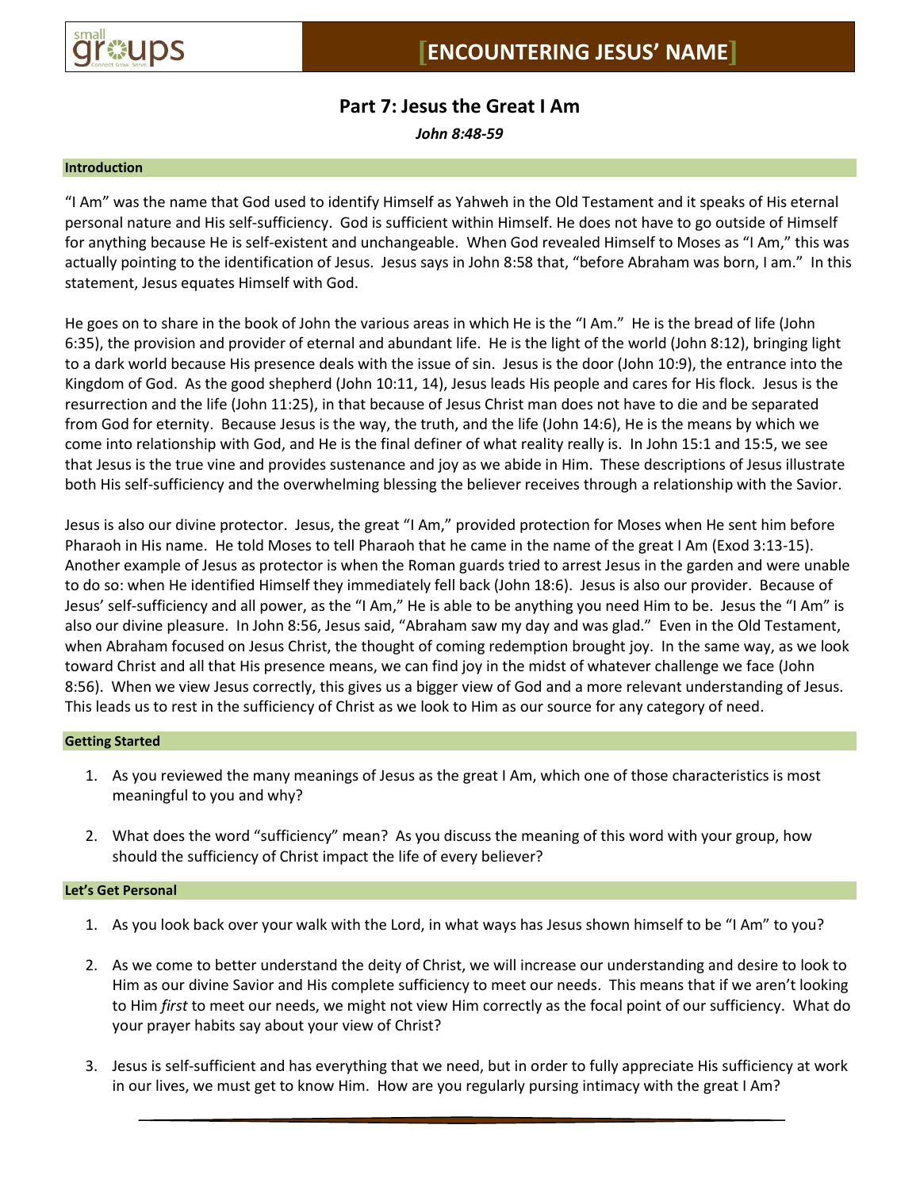# [ENCOUNTERING JESUS' NAME]

## Part 7: Jesus the Great I Am

***John 8:48-59***

### Introduction

"I Am" was the name that God used to identify Himself as Yahweh in the Old Testament and it speaks of His eternal personal nature and His self-sufficiency. God is sufficient within Himself. He does not have to go outside of Himself for anything because He is self-existent and unchangeable. When God revealed Himself to Moses as "I Am," this was actually pointing to the identification of Jesus. Jesus says in John 8:58 that, "before Abraham was born, I am." In this statement, Jesus equates Himself with God.

He goes on to share in the book of John the various areas in which He is the "I Am." He is the bread of life (John 6:35), the provision and provider of eternal and abundant life. He is the light of the world (John 8:12), bringing light to a dark world because His presence deals with the issue of sin. Jesus is the door (John 10:9), the entrance into the Kingdom of God. As the good shepherd (John 10:11, 14), Jesus leads His people and cares for His flock. Jesus is the resurrection and the life (John 11:25), in that because of Jesus Christ man does not have to die and be separated from God for eternity. Because Jesus is the way, the truth, and the life (John 14:6), He is the means by which we come into relationship with God, and He is the final definer of what reality really is. In John 15:1 and 15:5, we see that Jesus is the true vine and provides sustenance and joy as we abide in Him. These descriptions of Jesus illustrate both His self-sufficiency and the overwhelming blessing the believer receives through a relationship with the Savior.

Jesus is also our divine protector. Jesus, the great "I Am," provided protection for Moses when He sent him before Pharaoh in His name. He told Moses to tell Pharaoh that he came in the name of the great I Am (Exod 3:13-15). Another example of Jesus as protector is when the Roman guards tried to arrest Jesus in the garden and were unable to do so: when He identified Himself they immediately fell back (John 18:6). Jesus is also our provider. Because of Jesus' self-sufficiency and all power, as the "I Am," He is able to be anything you need Him to be. Jesus the "I Am" is also our divine pleasure. In John 8:56, Jesus said, "Abraham saw my day and was glad." Even in the Old Testament, when Abraham focused on Jesus Christ, the thought of coming redemption brought joy. In the same way, as we look toward Christ and all that His presence means, we can find joy in the midst of whatever challenge we face (John 8:56). When we view Jesus correctly, this gives us a bigger view of God and a more relevant understanding of Jesus. This leads us to rest in the sufficiency of Christ as we look to Him as our source for any category of need.

### Getting Started

1. As you reviewed the many meanings of Jesus as the great I Am, which one of those characteristics is most meaningful to you and why?

2. What does the word "sufficiency" mean? As you discuss the meaning of this word with your group, how should the sufficiency of Christ impact the life of every believer?

### Let's Get Personal

1. As you look back over your walk with the Lord, in what ways has Jesus shown himself to be "I Am" to you?

2. As we come to better understand the deity of Christ, we will increase our understanding and desire to look to Him as our divine Savior and His complete sufficiency to meet our needs. This means that if we aren't looking to Him *first* to meet our needs, we might not view Him correctly as the focal point of our sufficiency. What do your prayer habits say about your view of Christ?

3. Jesus is self-sufficient and has everything that we need, but in order to fully appreciate His sufficiency at work in our lives, we must get to know Him. How are you regularly pursing intimacy with the great I Am?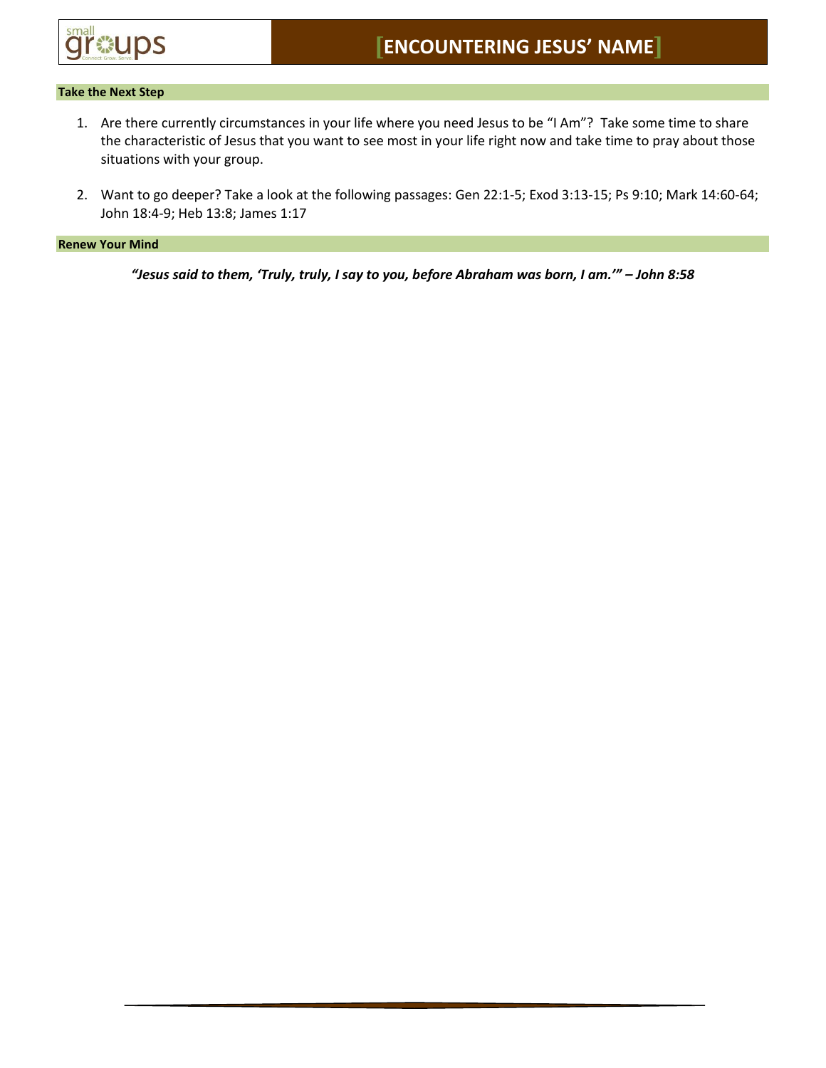**Take the Next Step**

1. Are there currently circumstances in your life where you need Jesus to be "I Am"? Take some time to share the characteristic of Jesus that you want to see most in your life right now and take time to pray about those situations with your group.

2. Want to go deeper? Take a look at the following passages: Gen 22:1-5; Exod 3:13-15; Ps 9:10; Mark 14:60-64; John 18:4-9; Heb 13:8; James 1:17

**Renew Your Mind**

***"Jesus said to them, 'Truly, truly, I say to you, before Abraham was born, I am.'" – John 8:58***